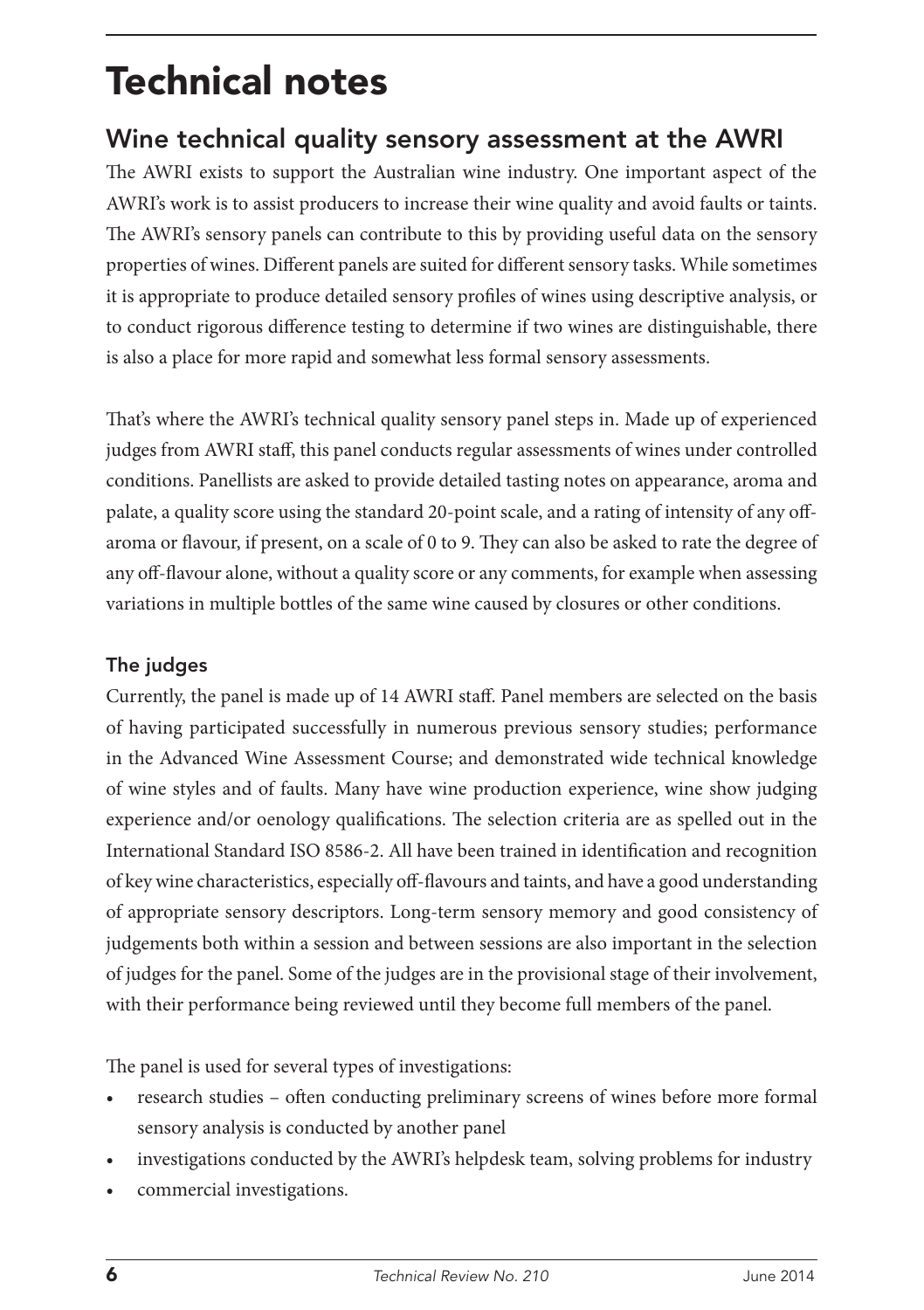# Technical notes

## Wine technical quality sensory assessment at the AWRI

The AWRI exists to support the Australian wine industry. One important aspect of the AWRI's work is to assist producers to increase their wine quality and avoid faults or taints. The AWRI's sensory panels can contribute to this by providing useful data on the sensory properties of wines. Different panels are suited for different sensory tasks. While sometimes it is appropriate to produce detailed sensory profiles of wines using descriptive analysis, or to conduct rigorous difference testing to determine if two wines are distinguishable, there is also a place for more rapid and somewhat less formal sensory assessments.

That's where the AWRI's technical quality sensory panel steps in. Made up of experienced judges from AWRI staff, this panel conducts regular assessments of wines under controlled conditions. Panellists are asked to provide detailed tasting notes on appearance, aroma and palate, a quality score using the standard 20-point scale, and a rating of intensity of any off-aroma or flavour, if present, on a scale of 0 to 9. They can also be asked to rate the degree of any off-flavour alone, without a quality score or any comments, for example when assessing variations in multiple bottles of the same wine caused by closures or other conditions.

### The judges

Currently, the panel is made up of 14 AWRI staff. Panel members are selected on the basis of having participated successfully in numerous previous sensory studies; performance in the Advanced Wine Assessment Course; and demonstrated wide technical knowledge of wine styles and of faults. Many have wine production experience, wine show judging experience and/or oenology qualifications. The selection criteria are as spelled out in the International Standard ISO 8586-2. All have been trained in identification and recognition of key wine characteristics, especially off-flavours and taints, and have a good understanding of appropriate sensory descriptors. Long-term sensory memory and good consistency of judgements both within a session and between sessions are also important in the selection of judges for the panel. Some of the judges are in the provisional stage of their involvement, with their performance being reviewed until they become full members of the panel.

The panel is used for several types of investigations:

- research studies – often conducting preliminary screens of wines before more formal sensory analysis is conducted by another panel
- investigations conducted by the AWRI's helpdesk team, solving problems for industry
- commercial investigations.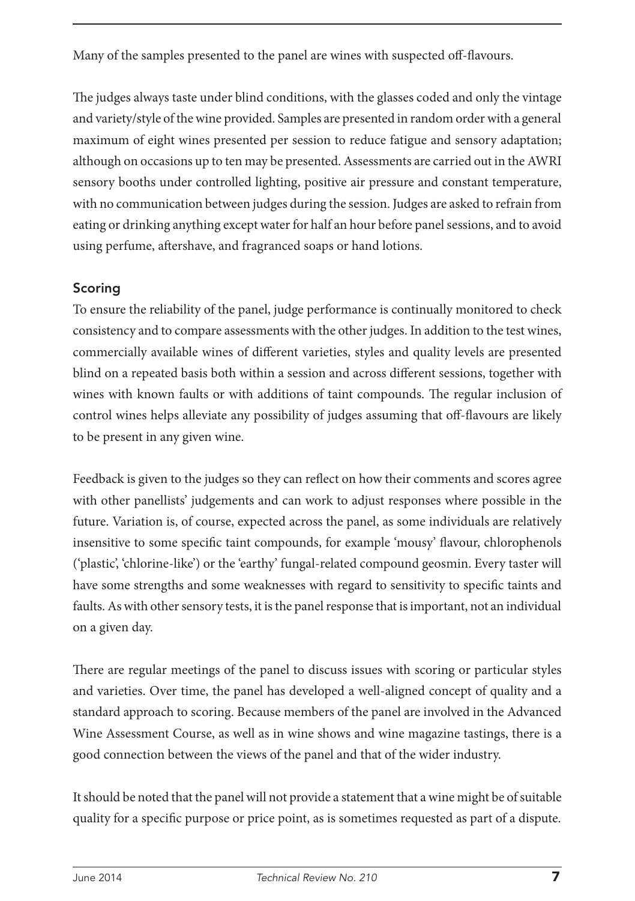Many of the samples presented to the panel are wines with suspected off-flavours.

The judges always taste under blind conditions, with the glasses coded and only the vintage and variety/style of the wine provided. Samples are presented in random order with a general maximum of eight wines presented per session to reduce fatigue and sensory adaptation; although on occasions up to ten may be presented. Assessments are carried out in the AWRI sensory booths under controlled lighting, positive air pressure and constant temperature, with no communication between judges during the session. Judges are asked to refrain from eating or drinking anything except water for half an hour before panel sessions, and to avoid using perfume, aftershave, and fragranced soaps or hand lotions.

### Scoring

To ensure the reliability of the panel, judge performance is continually monitored to check consistency and to compare assessments with the other judges. In addition to the test wines, commercially available wines of different varieties, styles and quality levels are presented blind on a repeated basis both within a session and across different sessions, together with wines with known faults or with additions of taint compounds. The regular inclusion of control wines helps alleviate any possibility of judges assuming that off-flavours are likely to be present in any given wine.

Feedback is given to the judges so they can reflect on how their comments and scores agree with other panellists' judgements and can work to adjust responses where possible in the future. Variation is, of course, expected across the panel, as some individuals are relatively insensitive to some specific taint compounds, for example 'mousy' flavour, chlorophenols ('plastic', 'chlorine-like') or the 'earthy' fungal-related compound geosmin. Every taster will have some strengths and some weaknesses with regard to sensitivity to specific taints and faults. As with other sensory tests, it is the panel response that is important, not an individual on a given day.

There are regular meetings of the panel to discuss issues with scoring or particular styles and varieties. Over time, the panel has developed a well-aligned concept of quality and a standard approach to scoring. Because members of the panel are involved in the Advanced Wine Assessment Course, as well as in wine shows and wine magazine tastings, there is a good connection between the views of the panel and that of the wider industry.

It should be noted that the panel will not provide a statement that a wine might be of suitable quality for a specific purpose or price point, as is sometimes requested as part of a dispute.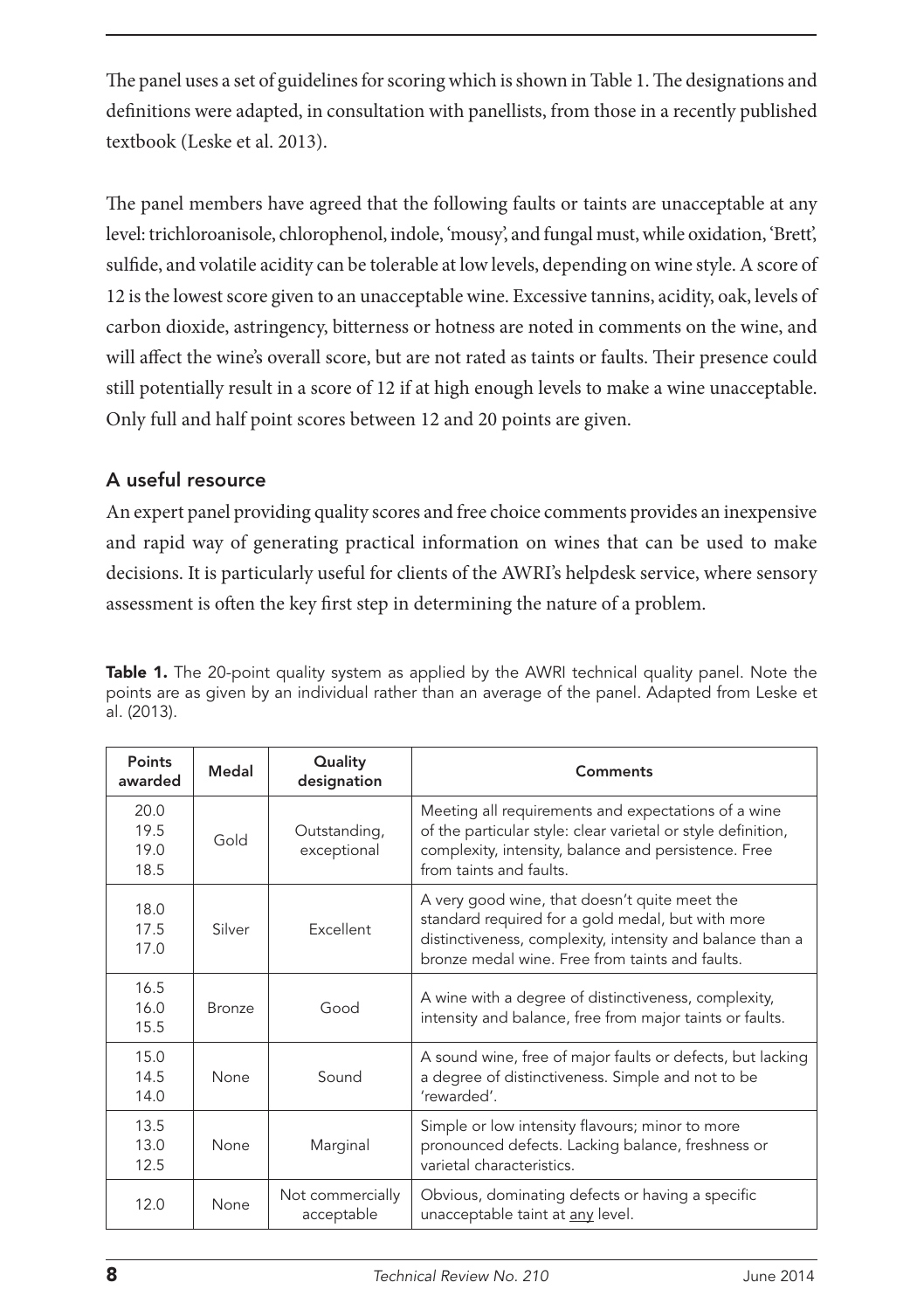The panel uses a set of guidelines for scoring which is shown in Table 1. The designations and definitions were adapted, in consultation with panellists, from those in a recently published textbook (Leske et al. 2013).

The panel members have agreed that the following faults or taints are unacceptable at any level: trichloroanisole, chlorophenol, indole, 'mousy', and fungal must, while oxidation, 'Brett', sulfide, and volatile acidity can be tolerable at low levels, depending on wine style. A score of 12 is the lowest score given to an unacceptable wine. Excessive tannins, acidity, oak, levels of carbon dioxide, astringency, bitterness or hotness are noted in comments on the wine, and will affect the wine's overall score, but are not rated as taints or faults. Their presence could still potentially result in a score of 12 if at high enough levels to make a wine unacceptable. Only full and half point scores between 12 and 20 points are given.

## A useful resource

An expert panel providing quality scores and free choice comments provides an inexpensive and rapid way of generating practical information on wines that can be used to make decisions. It is particularly useful for clients of the AWRI's helpdesk service, where sensory assessment is often the key first step in determining the nature of a problem.

**Table 1.** The 20-point quality system as applied by the AWRI technical quality panel. Note the points are as given by an individual rather than an average of the panel. Adapted from Leske et al. (2013).

| Points awarded | Medal | Quality designation | Comments |
|---|---|---|---|
| 20.0<br>19.5<br>19.0<br>18.5 | Gold | Outstanding, exceptional | Meeting all requirements and expectations of a wine of the particular style: clear varietal or style definition, complexity, intensity, balance and persistence. Free from taints and faults. |
| 18.0<br>17.5<br>17.0 | Silver | Excellent | A very good wine, that doesn't quite meet the standard required for a gold medal, but with more distinctiveness, complexity, intensity and balance than a bronze medal wine. Free from taints and faults. |
| 16.5<br>16.0<br>15.5 | Bronze | Good | A wine with a degree of distinctiveness, complexity, intensity and balance, free from major taints or faults. |
| 15.0<br>14.5<br>14.0 | None | Sound | A sound wine, free of major faults or defects, but lacking a degree of distinctiveness. Simple and not to be 'rewarded'. |
| 13.5<br>13.0<br>12.5 | None | Marginal | Simple or low intensity flavours; minor to more pronounced defects. Lacking balance, freshness or varietal characteristics. |
| 12.0 | None | Not commercially acceptable | Obvious, dominating defects or having a specific unacceptable taint at <u>any</u> level. |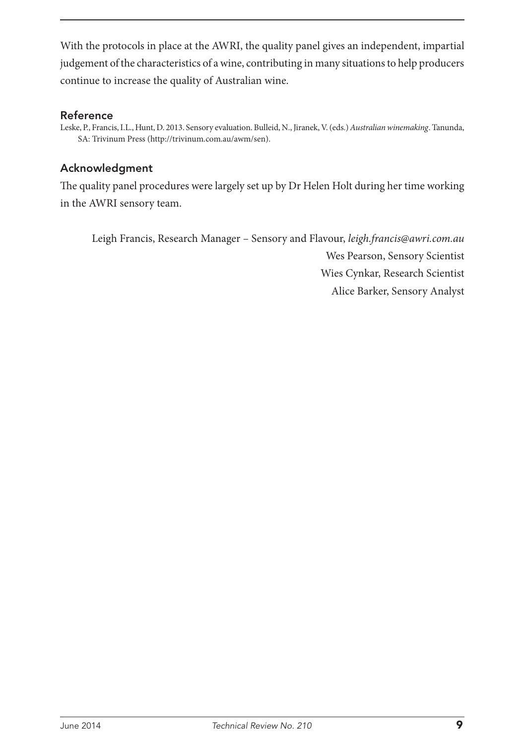With the protocols in place at the AWRI, the quality panel gives an independent, impartial judgement of the characteristics of a wine, contributing in many situations to help producers continue to increase the quality of Australian wine.

## Reference

Leske, P., Francis, I.L., Hunt, D. 2013. Sensory evaluation. Bulleid, N., Jiranek, V. (eds.) *Australian winemaking*. Tanunda, SA: Trivinum Press (http://trivinum.com.au/awm/sen).

## Acknowledgment

The quality panel procedures were largely set up by Dr Helen Holt during her time working in the AWRI sensory team.

Leigh Francis, Research Manager – Sensory and Flavour, *leigh.francis@awri.com.au*
Wes Pearson, Sensory Scientist
Wies Cynkar, Research Scientist
Alice Barker, Sensory Analyst